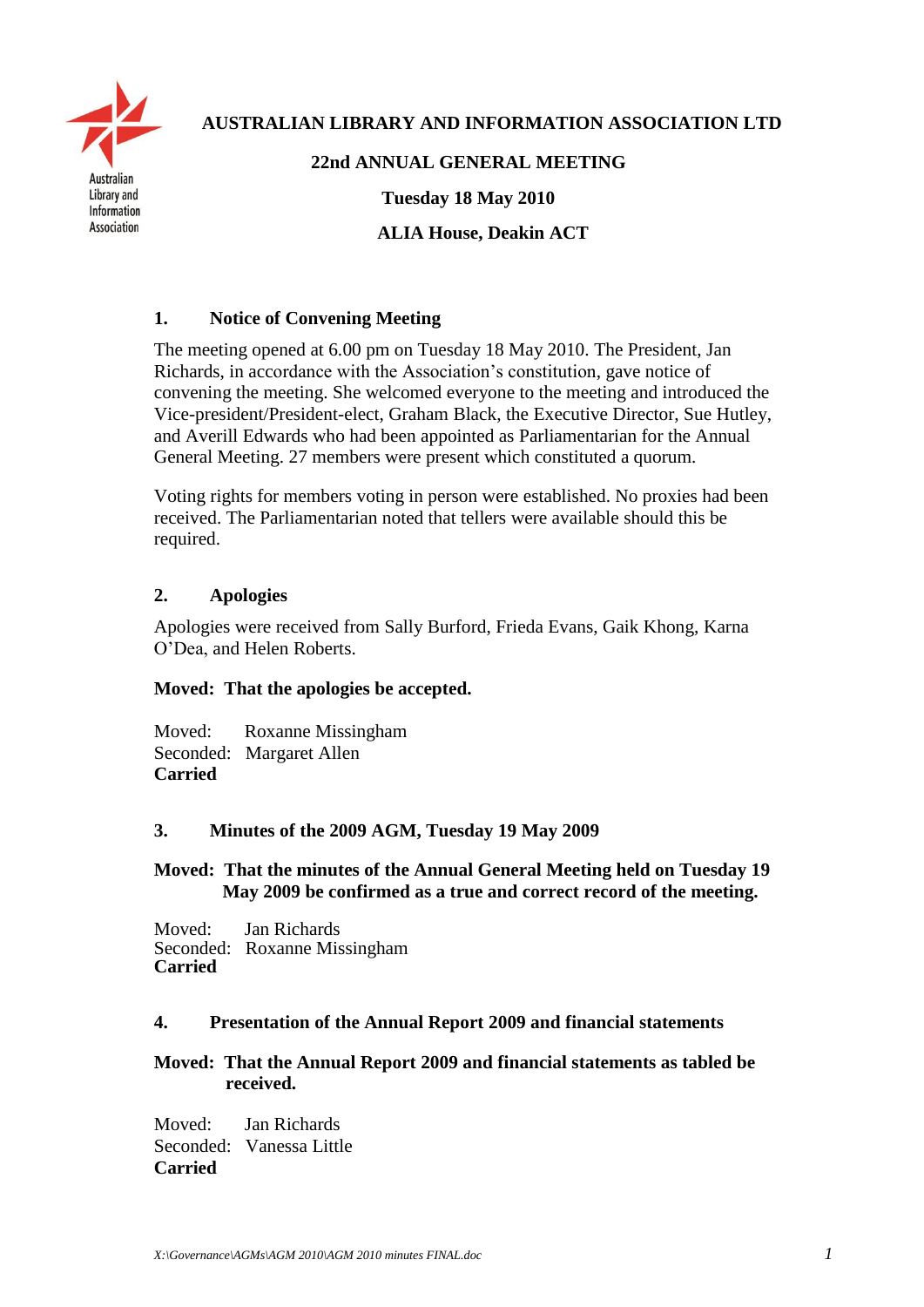# AUSTRALIAN LIBRARY AND INFORMATION ASSOCIATION LTD

## 22nd ANNUAL GENERAL MEETING

**Tuesday 18 May 2010**

**ALIA House, Deakin ACT**

### 1. Notice of Convening Meeting

The meeting opened at 6.00 pm on Tuesday 18 May 2010. The President, Jan Richards, in accordance with the Association's constitution, gave notice of convening the meeting. She welcomed everyone to the meeting and introduced the Vice-president/President-elect, Graham Black, the Executive Director, Sue Hutley, and Averill Edwards who had been appointed as Parliamentarian for the Annual General Meeting. 27 members were present which constituted a quorum.

Voting rights for members voting in person were established. No proxies had been received. The Parliamentarian noted that tellers were available should this be required.

### 2. Apologies

Apologies were received from Sally Burford, Frieda Evans, Gaik Khong, Karna O'Dea, and Helen Roberts.

**Moved: That the apologies be accepted.**

Moved: Roxanne Missingham
Seconded: Margaret Allen
**Carried**

### 3. Minutes of the 2009 AGM, Tuesday 19 May 2009

**Moved: That the minutes of the Annual General Meeting held on Tuesday 19 May 2009 be confirmed as a true and correct record of the meeting.**

Moved: Jan Richards
Seconded: Roxanne Missingham
**Carried**

### 4. Presentation of the Annual Report 2009 and financial statements

**Moved: That the Annual Report 2009 and financial statements as tabled be received.**

Moved: Jan Richards
Seconded: Vanessa Little
**Carried**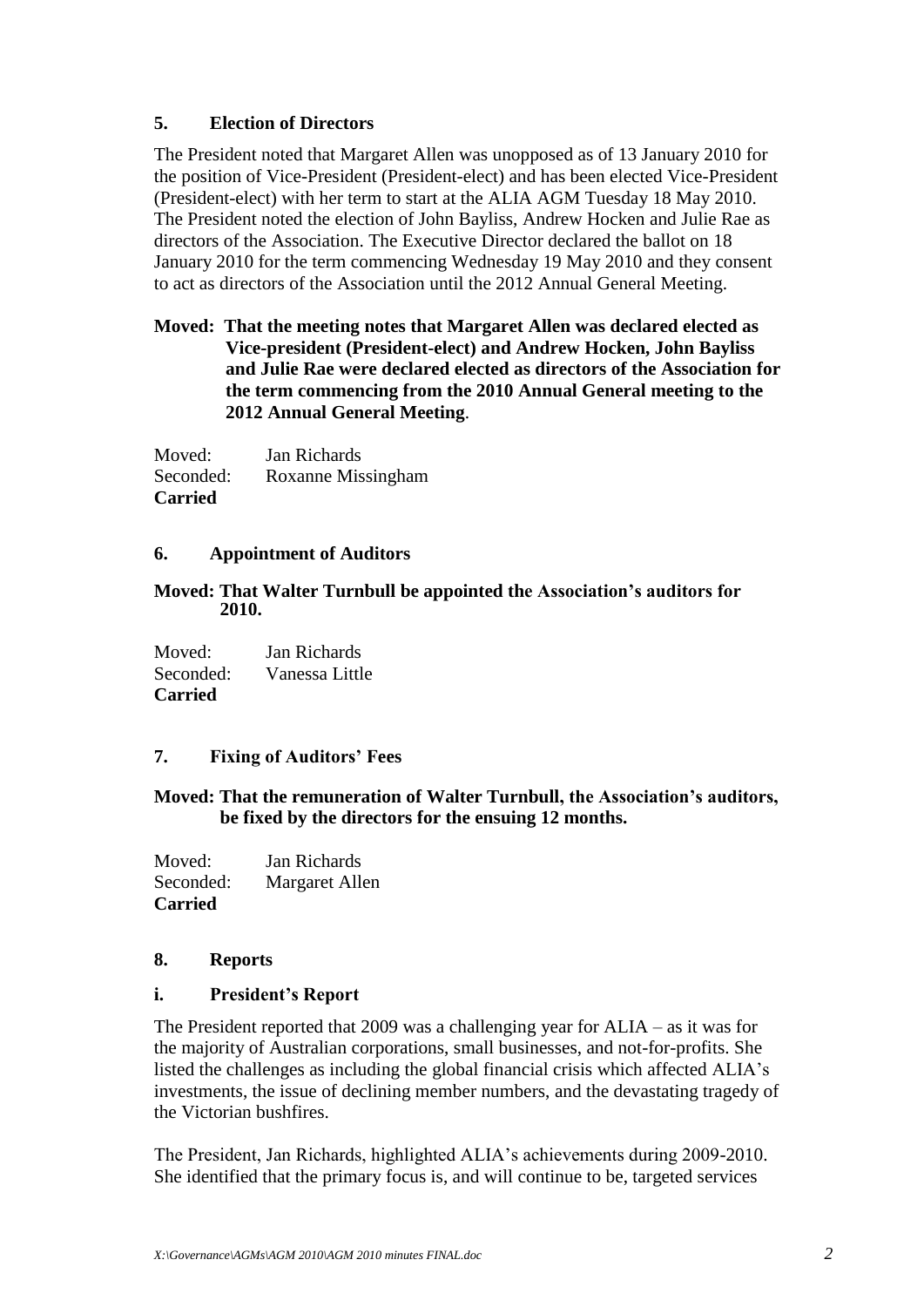## 5. Election of Directors

The President noted that Margaret Allen was unopposed as of 13 January 2010 for the position of Vice-President (President-elect) and has been elected Vice-President (President-elect) with her term to start at the ALIA AGM Tuesday 18 May 2010. The President noted the election of John Bayliss, Andrew Hocken and Julie Rae as directors of the Association. The Executive Director declared the ballot on 18 January 2010 for the term commencing Wednesday 19 May 2010 and they consent to act as directors of the Association until the 2012 Annual General Meeting.

**Moved: That the meeting notes that Margaret Allen was declared elected as Vice-president (President-elect) and Andrew Hocken, John Bayliss and Julie Rae were declared elected as directors of the Association for the term commencing from the 2010 Annual General meeting to the 2012 Annual General Meeting**.

Moved: Jan Richards
Seconded: Roxanne Missingham
**Carried**

## 6. Appointment of Auditors

**Moved: That Walter Turnbull be appointed the Association's auditors for 2010.**

Moved: Jan Richards
Seconded: Vanessa Little
**Carried**

## 7. Fixing of Auditors' Fees

**Moved: That the remuneration of Walter Turnbull, the Association's auditors, be fixed by the directors for the ensuing 12 months.**

Moved: Jan Richards
Seconded: Margaret Allen
**Carried**

## 8. Reports

### i. President's Report

The President reported that 2009 was a challenging year for ALIA – as it was for the majority of Australian corporations, small businesses, and not-for-profits. She listed the challenges as including the global financial crisis which affected ALIA's investments, the issue of declining member numbers, and the devastating tragedy of the Victorian bushfires.

The President, Jan Richards, highlighted ALIA's achievements during 2009-2010. She identified that the primary focus is, and will continue to be, targeted services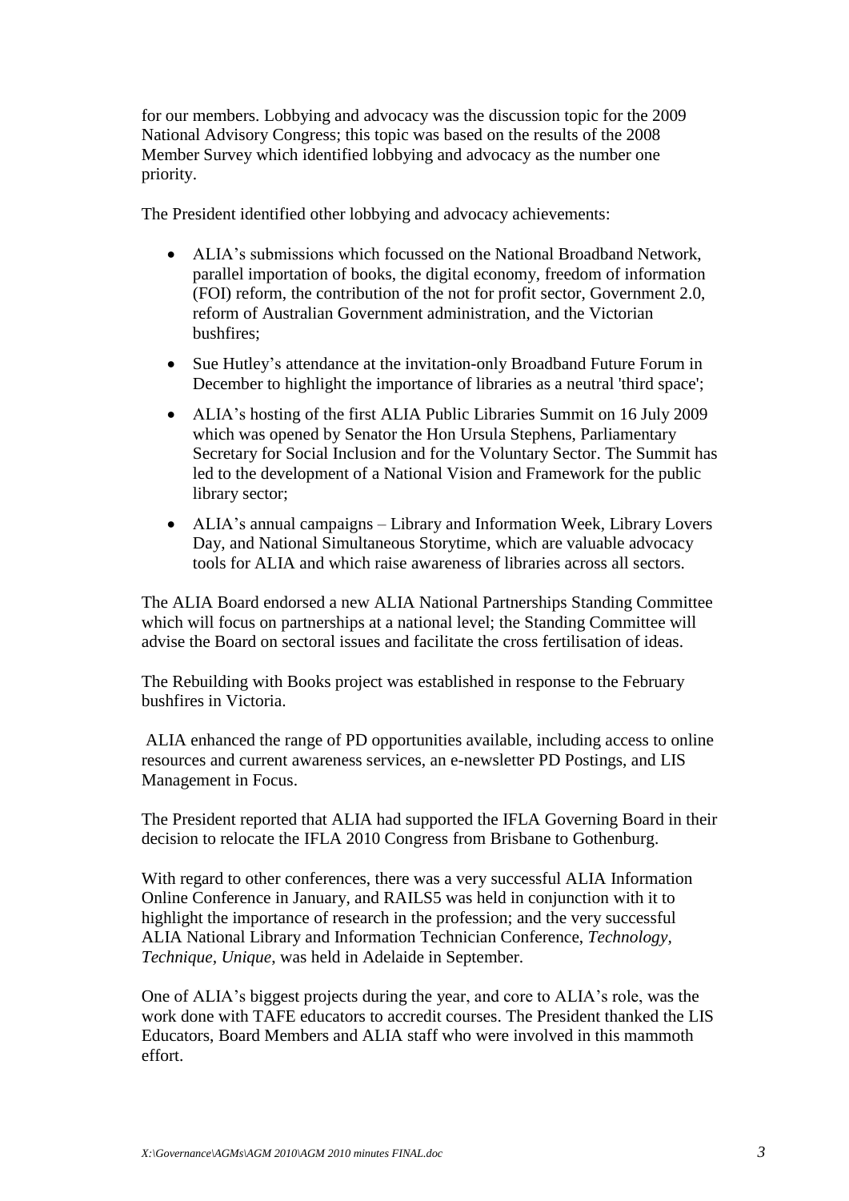for our members. Lobbying and advocacy was the discussion topic for the 2009 National Advisory Congress; this topic was based on the results of the 2008 Member Survey which identified lobbying and advocacy as the number one priority.

The President identified other lobbying and advocacy achievements:

- ALIA's submissions which focussed on the National Broadband Network, parallel importation of books, the digital economy, freedom of information (FOI) reform, the contribution of the not for profit sector, Government 2.0, reform of Australian Government administration, and the Victorian bushfires;
- Sue Hutley's attendance at the invitation-only Broadband Future Forum in December to highlight the importance of libraries as a neutral 'third space';
- ALIA's hosting of the first ALIA Public Libraries Summit on 16 July 2009 which was opened by Senator the Hon Ursula Stephens, Parliamentary Secretary for Social Inclusion and for the Voluntary Sector. The Summit has led to the development of a National Vision and Framework for the public library sector;
- ALIA's annual campaigns – Library and Information Week, Library Lovers Day, and National Simultaneous Storytime, which are valuable advocacy tools for ALIA and which raise awareness of libraries across all sectors.

The ALIA Board endorsed a new ALIA National Partnerships Standing Committee which will focus on partnerships at a national level; the Standing Committee will advise the Board on sectoral issues and facilitate the cross fertilisation of ideas.

The Rebuilding with Books project was established in response to the February bushfires in Victoria.

ALIA enhanced the range of PD opportunities available, including access to online resources and current awareness services, an e-newsletter PD Postings, and LIS Management in Focus.

The President reported that ALIA had supported the IFLA Governing Board in their decision to relocate the IFLA 2010 Congress from Brisbane to Gothenburg.

With regard to other conferences, there was a very successful ALIA Information Online Conference in January, and RAILS5 was held in conjunction with it to highlight the importance of research in the profession; and the very successful ALIA National Library and Information Technician Conference, *Technology, Technique, Unique*, was held in Adelaide in September.

One of ALIA's biggest projects during the year, and core to ALIA's role, was the work done with TAFE educators to accredit courses. The President thanked the LIS Educators, Board Members and ALIA staff who were involved in this mammoth effort.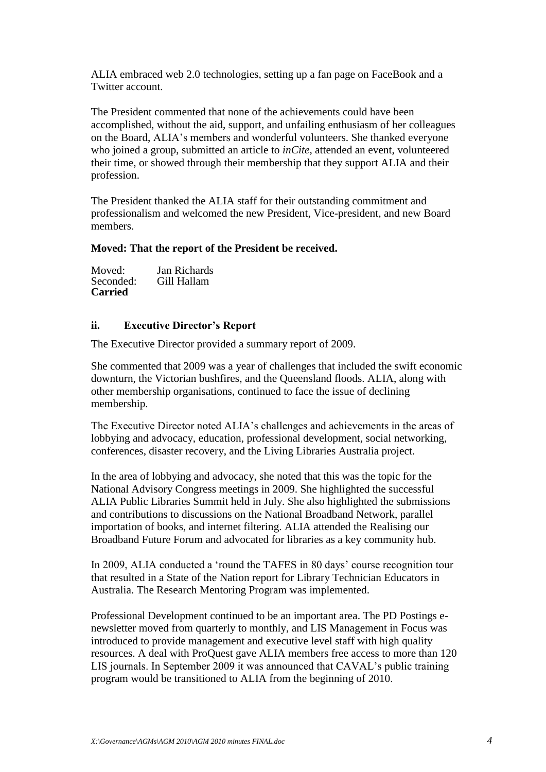ALIA embraced web 2.0 technologies, setting up a fan page on FaceBook and a Twitter account.

The President commented that none of the achievements could have been accomplished, without the aid, support, and unfailing enthusiasm of her colleagues on the Board, ALIA's members and wonderful volunteers. She thanked everyone who joined a group, submitted an article to *inCite*, attended an event, volunteered their time, or showed through their membership that they support ALIA and their profession.

The President thanked the ALIA staff for their outstanding commitment and professionalism and welcomed the new President, Vice-president, and new Board members.

**Moved: That the report of the President be received.**

Moved: Jan Richards
Seconded: Gill Hallam
**Carried**

### ii. Executive Director's Report

The Executive Director provided a summary report of 2009.

She commented that 2009 was a year of challenges that included the swift economic downturn, the Victorian bushfires, and the Queensland floods. ALIA, along with other membership organisations, continued to face the issue of declining membership.

The Executive Director noted ALIA's challenges and achievements in the areas of lobbying and advocacy, education, professional development, social networking, conferences, disaster recovery, and the Living Libraries Australia project.

In the area of lobbying and advocacy, she noted that this was the topic for the National Advisory Congress meetings in 2009. She highlighted the successful ALIA Public Libraries Summit held in July. She also highlighted the submissions and contributions to discussions on the National Broadband Network, parallel importation of books, and internet filtering. ALIA attended the Realising our Broadband Future Forum and advocated for libraries as a key community hub.

In 2009, ALIA conducted a 'round the TAFES in 80 days' course recognition tour that resulted in a State of the Nation report for Library Technician Educators in Australia. The Research Mentoring Program was implemented.

Professional Development continued to be an important area. The PD Postings e-newsletter moved from quarterly to monthly, and LIS Management in Focus was introduced to provide management and executive level staff with high quality resources. A deal with ProQuest gave ALIA members free access to more than 120 LIS journals. In September 2009 it was announced that CAVAL's public training program would be transitioned to ALIA from the beginning of 2010.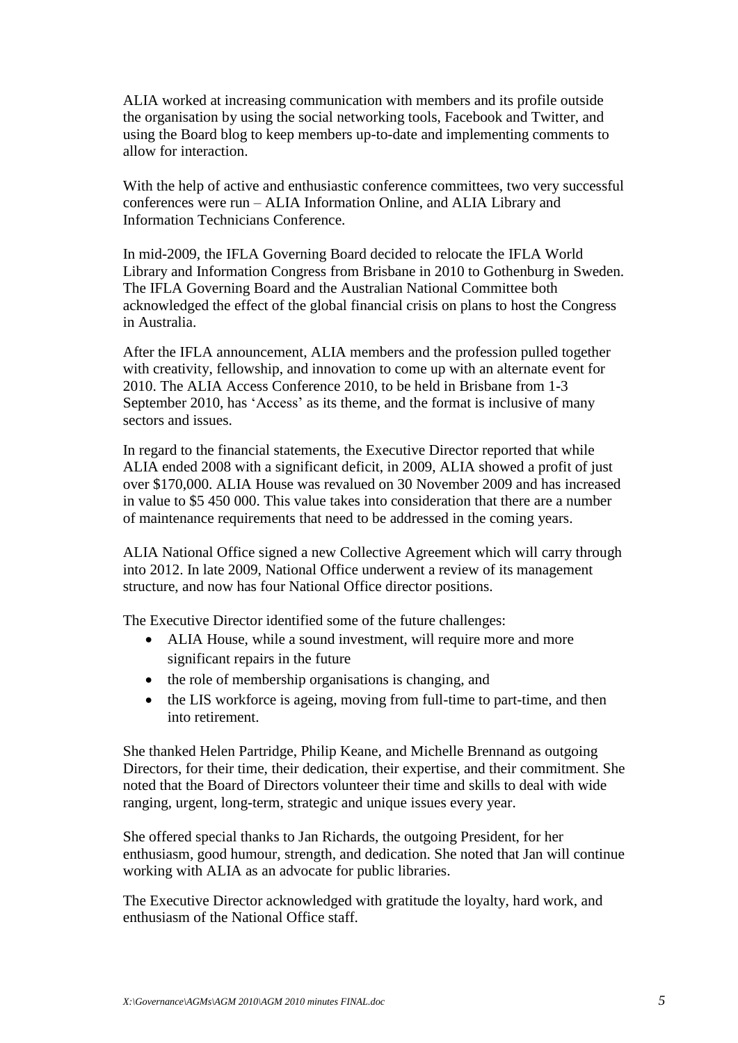ALIA worked at increasing communication with members and its profile outside the organisation by using the social networking tools, Facebook and Twitter, and using the Board blog to keep members up-to-date and implementing comments to allow for interaction.

With the help of active and enthusiastic conference committees, two very successful conferences were run – ALIA Information Online, and ALIA Library and Information Technicians Conference.

In mid-2009, the IFLA Governing Board decided to relocate the IFLA World Library and Information Congress from Brisbane in 2010 to Gothenburg in Sweden. The IFLA Governing Board and the Australian National Committee both acknowledged the effect of the global financial crisis on plans to host the Congress in Australia.

After the IFLA announcement, ALIA members and the profession pulled together with creativity, fellowship, and innovation to come up with an alternate event for 2010. The ALIA Access Conference 2010, to be held in Brisbane from 1-3 September 2010, has 'Access' as its theme, and the format is inclusive of many sectors and issues.

In regard to the financial statements, the Executive Director reported that while ALIA ended 2008 with a significant deficit, in 2009, ALIA showed a profit of just over $170,000. ALIA House was revalued on 30 November 2009 and has increased in value to $5 450 000. This value takes into consideration that there are a number of maintenance requirements that need to be addressed in the coming years.

ALIA National Office signed a new Collective Agreement which will carry through into 2012. In late 2009, National Office underwent a review of its management structure, and now has four National Office director positions.

The Executive Director identified some of the future challenges:

- ALIA House, while a sound investment, will require more and more significant repairs in the future
- the role of membership organisations is changing, and
- the LIS workforce is ageing, moving from full-time to part-time, and then into retirement.

She thanked Helen Partridge, Philip Keane, and Michelle Brennand as outgoing Directors, for their time, their dedication, their expertise, and their commitment. She noted that the Board of Directors volunteer their time and skills to deal with wide ranging, urgent, long-term, strategic and unique issues every year.

She offered special thanks to Jan Richards, the outgoing President, for her enthusiasm, good humour, strength, and dedication. She noted that Jan will continue working with ALIA as an advocate for public libraries.

The Executive Director acknowledged with gratitude the loyalty, hard work, and enthusiasm of the National Office staff.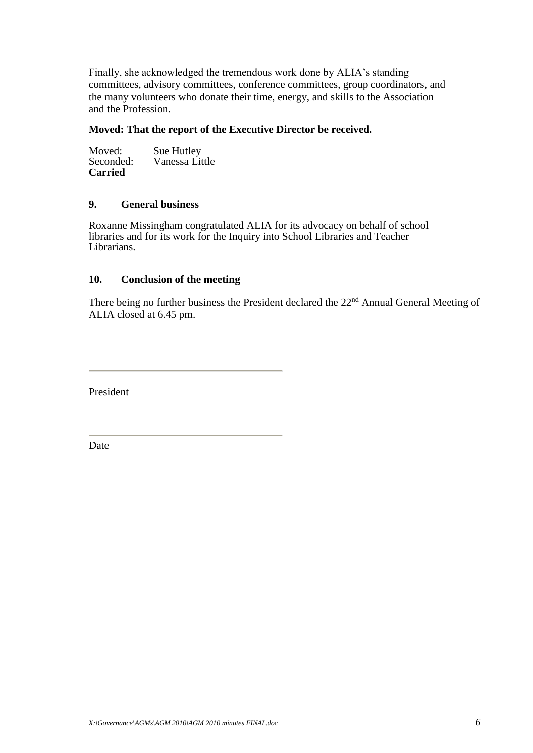Finally, she acknowledged the tremendous work done by ALIA's standing committees, advisory committees, conference committees, group coordinators, and the many volunteers who donate their time, energy, and skills to the Association and the Profession.

**Moved: That the report of the Executive Director be received.**

Moved: Sue Hutley
Seconded: Vanessa Little
**Carried**

## 9. General business

Roxanne Missingham congratulated ALIA for its advocacy on behalf of school libraries and for its work for the Inquiry into School Libraries and Teacher Librarians.

## 10. Conclusion of the meeting

There being no further business the President declared the 22nd Annual General Meeting of ALIA closed at 6.45 pm.

---

President

---

Date